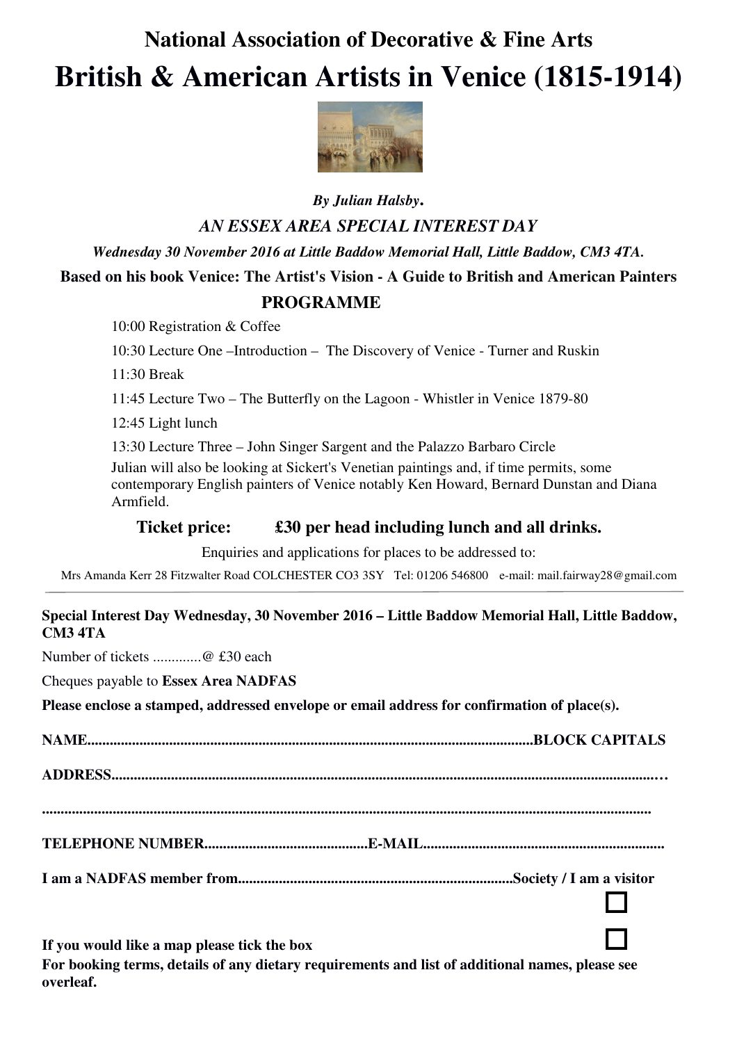# National Association of Decorative & Fine Arts

# British & American Artists in Venice (1815-1914)

***By Julian Halsby.***

*AN ESSEX AREA SPECIAL INTEREST DAY*

***Wednesday 30 November 2016 at Little Baddow Memorial Hall, Little Baddow, CM3 4TA.***

**Based on his book Venice: The Artist's Vision - A Guide to British and American Painters**

## PROGRAMME

10:00 Registration & Coffee

10:30 Lecture One –Introduction – The Discovery of Venice - Turner and Ruskin

11:30 Break

11:45 Lecture Two – The Butterfly on the Lagoon - Whistler in Venice 1879-80

12:45 Light lunch

13:30 Lecture Three – John Singer Sargent and the Palazzo Barbaro Circle

Julian will also be looking at Sickert's Venetian paintings and, if time permits, some contemporary English painters of Venice notably Ken Howard, Bernard Dunstan and Diana Armfield.

**Ticket price: £30 per head including lunch and all drinks.**

Enquiries and applications for places to be addressed to:

Mrs Amanda Kerr 28 Fitzwalter Road COLCHESTER CO3 3SY Tel: 01206 546800 e-mail: mail.fairway28@gmail.com

---

**Special Interest Day Wednesday, 30 November 2016 – Little Baddow Memorial Hall, Little Baddow, CM3 4TA**

Number of tickets .............@ £30 each

Cheques payable to **Essex Area NADFAS**

**Please enclose a stamped, addressed envelope or email address for confirmation of place(s).**

**NAME.....................................................................................................................BLOCK CAPITALS**

**ADDRESS..................................................................................................................................................…**

**.................................................................................................................................................................**

**TELEPHONE NUMBER...........................................E-MAIL.................................................................**

**I am a NADFAS member from.........................................................................Society / I am a visitor** ☐

**If you would like a map please tick the box** ☐

**For booking terms, details of any dietary requirements and list of additional names, please see overleaf.**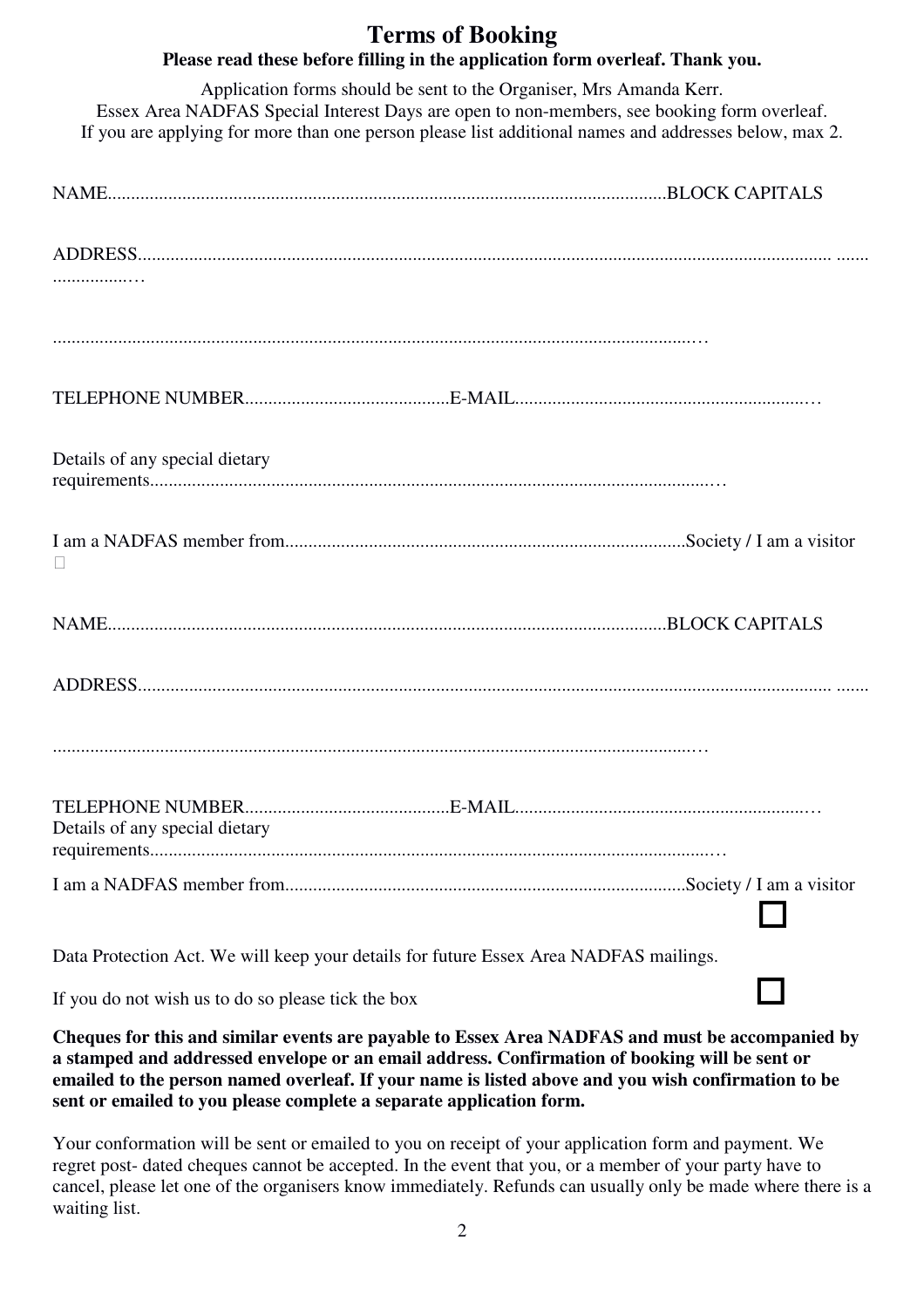# Terms of Booking

**Please read these before filling in the application form overleaf. Thank you.**

Application forms should be sent to the Organiser, Mrs Amanda Kerr.
Essex Area NADFAS Special Interest Days are open to non-members, see booking form overleaf.
If you are applying for more than one person please list additional names and addresses below, max 2.

NAME......................................................................................................................BLOCK CAPITALS

ADDRESS....................................................................................................................................................... .......
................…

..........................................................................................................................................…

TELEPHONE NUMBER............................................E-MAIL................................................................…

Details of any special dietary requirements.........................................................................................................…

I am a NADFAS member from.....................................................................................Society / I am a visitor ☐

NAME......................................................................................................................BLOCK CAPITALS

ADDRESS....................................................................................................................................................... .......

..........................................................................................................................................…

TELEPHONE NUMBER............................................E-MAIL................................................................…
Details of any special dietary requirements.........................................................................................................…

I am a NADFAS member from.....................................................................................Society / I am a visitor ☐

Data Protection Act. We will keep your details for future Essex Area NADFAS mailings.

If you do not wish us to do so please tick the box ☐

**Cheques for this and similar events are payable to Essex Area NADFAS and must be accompanied by a stamped and addressed envelope or an email address. Confirmation of booking will be sent or emailed to the person named overleaf. If your name is listed above and you wish confirmation to be sent or emailed to you please complete a separate application form.**

Your conformation will be sent or emailed to you on receipt of your application form and payment. We regret post- dated cheques cannot be accepted. In the event that you, or a member of your party have to cancel, please let one of the organisers know immediately. Refunds can usually only be made where there is a waiting list.